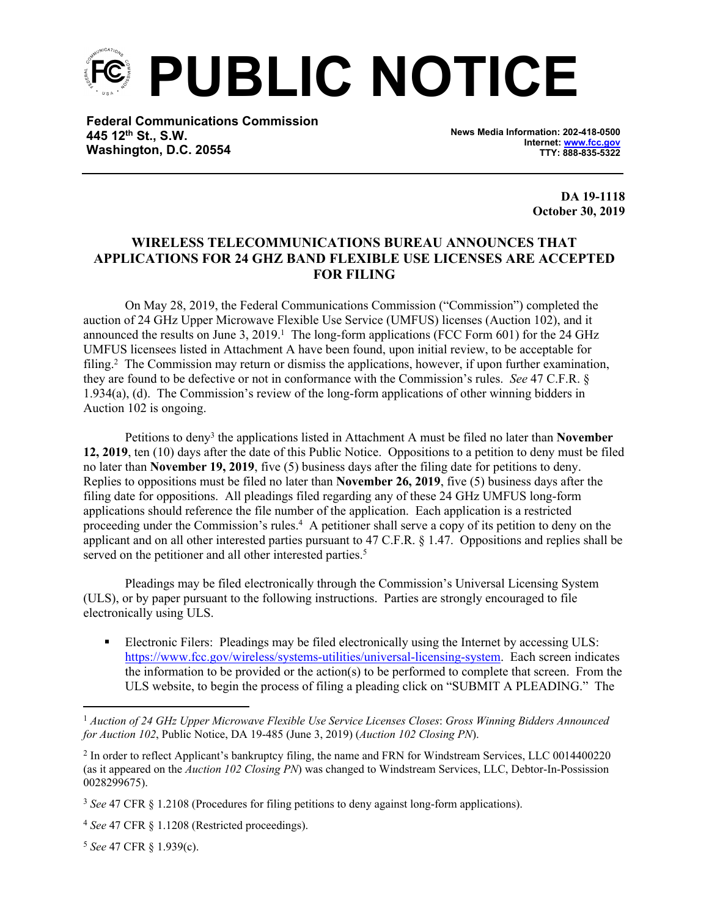# PUBLIC NOTICE

**Federal Communications Commission**
**445 12th St., S.W.**
**Washington, D.C. 20554**

**News Media Information: 202-418-0500**
**Internet: www.fcc.gov**
**TTY: 888-835-5322**

**DA 19-1118**
**October 30, 2019**

## WIRELESS TELECOMMUNICATIONS BUREAU ANNOUNCES THAT APPLICATIONS FOR 24 GHZ BAND FLEXIBLE USE LICENSES ARE ACCEPTED FOR FILING

On May 28, 2019, the Federal Communications Commission ("Commission") completed the auction of 24 GHz Upper Microwave Flexible Use Service (UMFUS) licenses (Auction 102), and it announced the results on June 3, 2019.[1] The long-form applications (FCC Form 601) for the 24 GHz UMFUS licensees listed in Attachment A have been found, upon initial review, to be acceptable for filing.[2] The Commission may return or dismiss the applications, however, if upon further examination, they are found to be defective or not in conformance with the Commission's rules. *See* 47 C.F.R. § 1.934(a), (d). The Commission's review of the long-form applications of other winning bidders in Auction 102 is ongoing.

Petitions to deny[3] the applications listed in Attachment A must be filed no later than **November 12, 2019**, ten (10) days after the date of this Public Notice. Oppositions to a petition to deny must be filed no later than **November 19, 2019**, five (5) business days after the filing date for petitions to deny. Replies to oppositions must be filed no later than **November 26, 2019**, five (5) business days after the filing date for oppositions. All pleadings filed regarding any of these 24 GHz UMFUS long-form applications should reference the file number of the application. Each application is a restricted proceeding under the Commission's rules.[4] A petitioner shall serve a copy of its petition to deny on the applicant and on all other interested parties pursuant to 47 C.F.R. § 1.47. Oppositions and replies shall be served on the petitioner and all other interested parties.[5]

Pleadings may be filed electronically through the Commission's Universal Licensing System (ULS), or by paper pursuant to the following instructions. Parties are strongly encouraged to file electronically using ULS.

- Electronic Filers: Pleadings may be filed electronically using the Internet by accessing ULS: https://www.fcc.gov/wireless/systems-utilities/universal-licensing-system. Each screen indicates the information to be provided or the action(s) to be performed to complete that screen. From the ULS website, to begin the process of filing a pleading click on "SUBMIT A PLEADING." The

---

[1] *Auction of 24 GHz Upper Microwave Flexible Use Service Licenses Closes*: *Gross Winning Bidders Announced for Auction 102*, Public Notice, DA 19-485 (June 3, 2019) (*Auction 102 Closing PN*).

[2] In order to reflect Applicant's bankruptcy filing, the name and FRN for Windstream Services, LLC 0014400220 (as it appeared on the *Auction 102 Closing PN*) was changed to Windstream Services, LLC, Debtor-In-Possission 0028299675).

[3] *See* 47 CFR § 1.2108 (Procedures for filing petitions to deny against long-form applications).

[4] *See* 47 CFR § 1.1208 (Restricted proceedings).

[5] *See* 47 CFR § 1.939(c).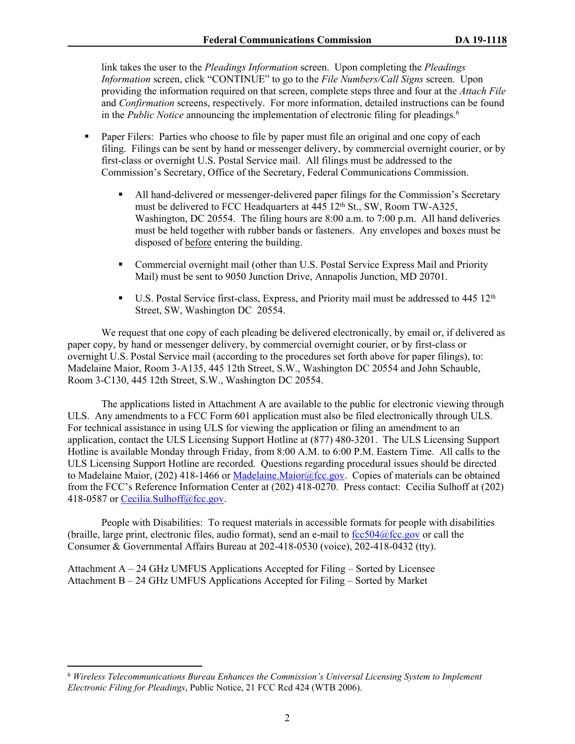link takes the user to the *Pleadings Information* screen. Upon completing the *Pleadings Information* screen, click "CONTINUE" to go to the *File Numbers/Call Signs* screen. Upon providing the information required on that screen, complete steps three and four at the *Attach File* and *Confirmation* screens, respectively. For more information, detailed instructions can be found in the *Public Notice* announcing the implementation of electronic filing for pleadings.[6]

- Paper Filers: Parties who choose to file by paper must file an original and one copy of each filing. Filings can be sent by hand or messenger delivery, by commercial overnight courier, or by first-class or overnight U.S. Postal Service mail. All filings must be addressed to the Commission's Secretary, Office of the Secretary, Federal Communications Commission.
  - All hand-delivered or messenger-delivered paper filings for the Commission's Secretary must be delivered to FCC Headquarters at 445 12th St., SW, Room TW-A325, Washington, DC 20554. The filing hours are 8:00 a.m. to 7:00 p.m. All hand deliveries must be held together with rubber bands or fasteners. Any envelopes and boxes must be disposed of <u>before</u> entering the building.
  - Commercial overnight mail (other than U.S. Postal Service Express Mail and Priority Mail) must be sent to 9050 Junction Drive, Annapolis Junction, MD 20701.
  - U.S. Postal Service first-class, Express, and Priority mail must be addressed to 445 12th Street, SW, Washington DC 20554.

We request that one copy of each pleading be delivered electronically, by email or, if delivered as paper copy, by hand or messenger delivery, by commercial overnight courier, or by first-class or overnight U.S. Postal Service mail (according to the procedures set forth above for paper filings), to: Madelaine Maior, Room 3-A135, 445 12th Street, S.W., Washington DC 20554 and John Schauble, Room 3-C130, 445 12th Street, S.W., Washington DC 20554.

The applications listed in Attachment A are available to the public for electronic viewing through ULS. Any amendments to a FCC Form 601 application must also be filed electronically through ULS. For technical assistance in using ULS for viewing the application or filing an amendment to an application, contact the ULS Licensing Support Hotline at (877) 480-3201. The ULS Licensing Support Hotline is available Monday through Friday, from 8:00 A.M. to 6:00 P.M. Eastern Time. All calls to the ULS Licensing Support Hotline are recorded. Questions regarding procedural issues should be directed to Madelaine Maior, (202) 418-1466 or Madelaine.Maior@fcc.gov. Copies of materials can be obtained from the FCC's Reference Information Center at (202) 418-0270. Press contact: Cecilia Sulhoff at (202) 418-0587 or Cecilia.Sulhoff@fcc.gov.

People with Disabilities: To request materials in accessible formats for people with disabilities (braille, large print, electronic files, audio format), send an e-mail to fcc504@fcc.gov or call the Consumer & Governmental Affairs Bureau at 202-418-0530 (voice), 202-418-0432 (tty).

Attachment A – 24 GHz UMFUS Applications Accepted for Filing – Sorted by Licensee
Attachment B – 24 GHz UMFUS Applications Accepted for Filing – Sorted by Market

---

[6] *Wireless Telecommunications Bureau Enhances the Commission's Universal Licensing System to Implement Electronic Filing for Pleadings*, Public Notice, 21 FCC Rcd 424 (WTB 2006).